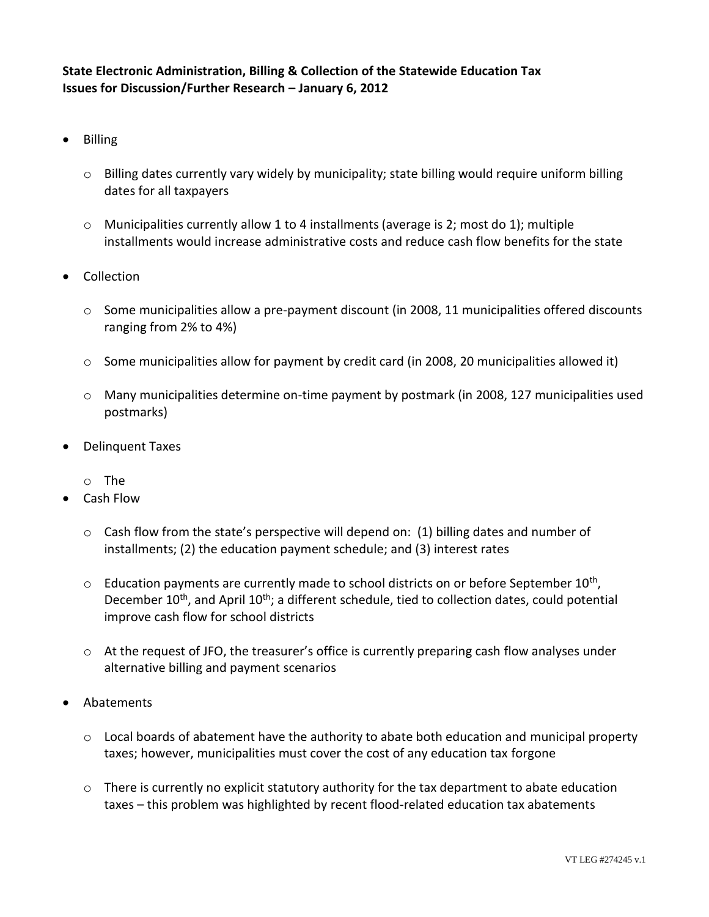**State Electronic Administration, Billing & Collection of the Statewide Education Tax**
**Issues for Discussion/Further Research – January 6, 2012**

- Billing
  - Billing dates currently vary widely by municipality; state billing would require uniform billing dates for all taxpayers
  - Municipalities currently allow 1 to 4 installments (average is 2; most do 1); multiple installments would increase administrative costs and reduce cash flow benefits for the state
- Collection
  - Some municipalities allow a pre-payment discount (in 2008, 11 municipalities offered discounts ranging from 2% to 4%)
  - Some municipalities allow for payment by credit card (in 2008, 20 municipalities allowed it)
  - Many municipalities determine on-time payment by postmark (in 2008, 127 municipalities used postmarks)
- Delinquent Taxes
  - The
- Cash Flow
  - Cash flow from the state's perspective will depend on: (1) billing dates and number of installments; (2) the education payment schedule; and (3) interest rates
  - Education payments are currently made to school districts on or before September 10th, December 10th, and April 10th; a different schedule, tied to collection dates, could potential improve cash flow for school districts
  - At the request of JFO, the treasurer's office is currently preparing cash flow analyses under alternative billing and payment scenarios
- Abatements
  - Local boards of abatement have the authority to abate both education and municipal property taxes; however, municipalities must cover the cost of any education tax forgone
  - There is currently no explicit statutory authority for the tax department to abate education taxes – this problem was highlighted by recent flood-related education tax abatements

VT LEG #274245 v.1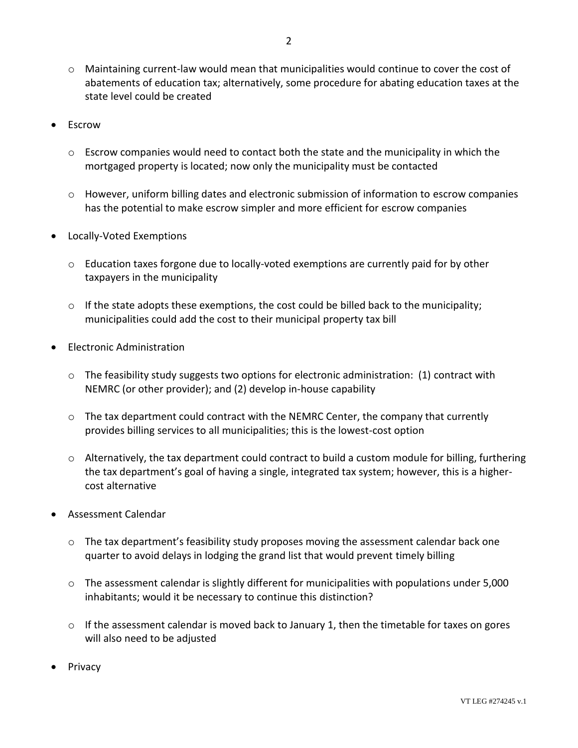- Maintaining current-law would mean that municipalities would continue to cover the cost of abatements of education tax; alternatively, some procedure for abating education taxes at the state level could be created

- Escrow
  - Escrow companies would need to contact both the state and the municipality in which the mortgaged property is located; now only the municipality must be contacted
  - However, uniform billing dates and electronic submission of information to escrow companies has the potential to make escrow simpler and more efficient for escrow companies

- Locally-Voted Exemptions
  - Education taxes forgone due to locally-voted exemptions are currently paid for by other taxpayers in the municipality
  - If the state adopts these exemptions, the cost could be billed back to the municipality; municipalities could add the cost to their municipal property tax bill

- Electronic Administration
  - The feasibility study suggests two options for electronic administration: (1) contract with NEMRC (or other provider); and (2) develop in-house capability
  - The tax department could contract with the NEMRC Center, the company that currently provides billing services to all municipalities; this is the lowest-cost option
  - Alternatively, the tax department could contract to build a custom module for billing, furthering the tax department's goal of having a single, integrated tax system; however, this is a higher-cost alternative

- Assessment Calendar
  - The tax department's feasibility study proposes moving the assessment calendar back one quarter to avoid delays in lodging the grand list that would prevent timely billing
  - The assessment calendar is slightly different for municipalities with populations under 5,000 inhabitants; would it be necessary to continue this distinction?
  - If the assessment calendar is moved back to January 1, then the timetable for taxes on gores will also need to be adjusted

- Privacy

VT LEG #274245 v.1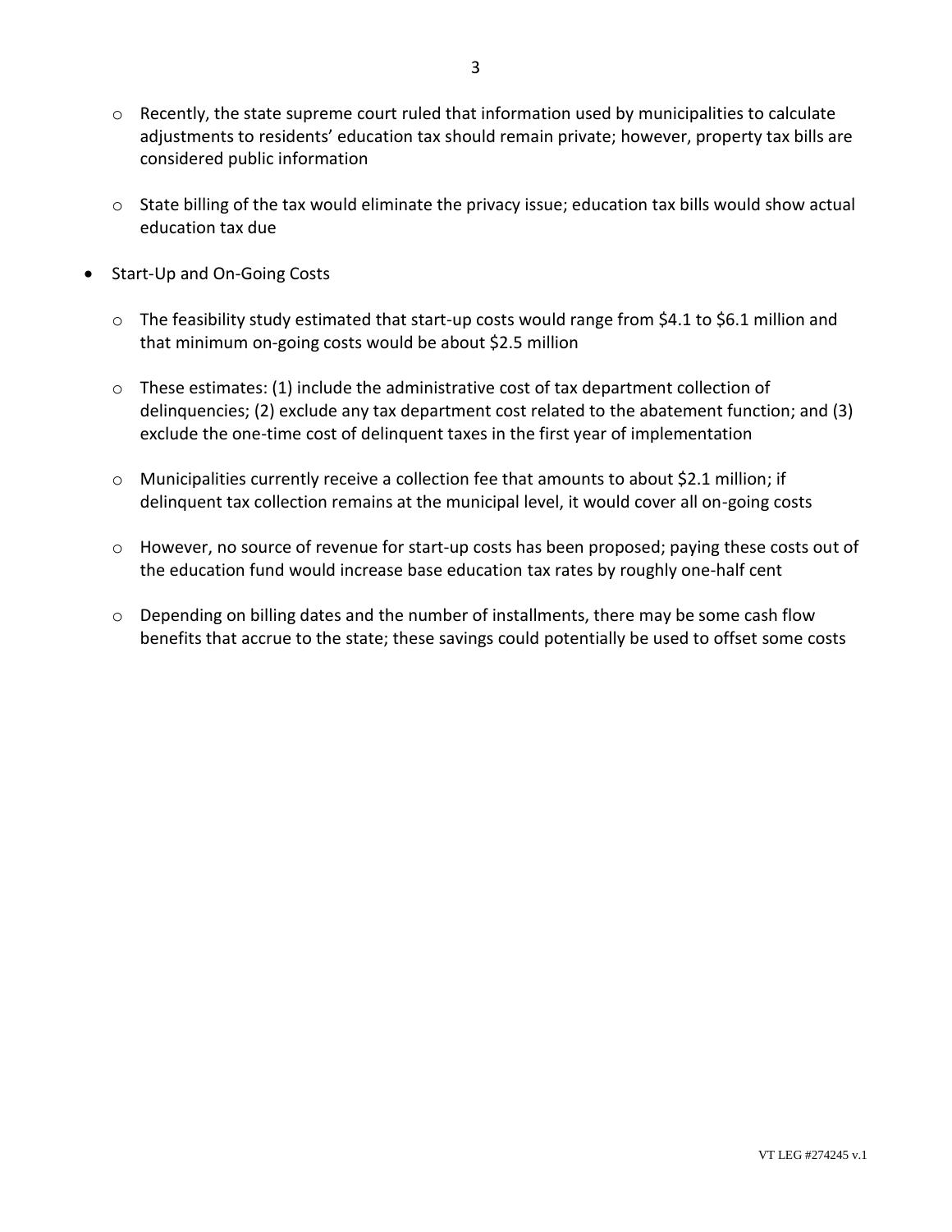- Recently, the state supreme court ruled that information used by municipalities to calculate adjustments to residents' education tax should remain private; however, property tax bills are considered public information

- State billing of the tax would eliminate the privacy issue; education tax bills would show actual education tax due

- Start-Up and On-Going Costs

  - The feasibility study estimated that start-up costs would range from $4.1 to $6.1 million and that minimum on-going costs would be about $2.5 million

  - These estimates: (1) include the administrative cost of tax department collection of delinquencies; (2) exclude any tax department cost related to the abatement function; and (3) exclude the one-time cost of delinquent taxes in the first year of implementation

  - Municipalities currently receive a collection fee that amounts to about $2.1 million; if delinquent tax collection remains at the municipal level, it would cover all on-going costs

  - However, no source of revenue for start-up costs has been proposed; paying these costs out of the education fund would increase base education tax rates by roughly one-half cent

  - Depending on billing dates and the number of installments, there may be some cash flow benefits that accrue to the state; these savings could potentially be used to offset some costs

VT LEG #274245 v.1